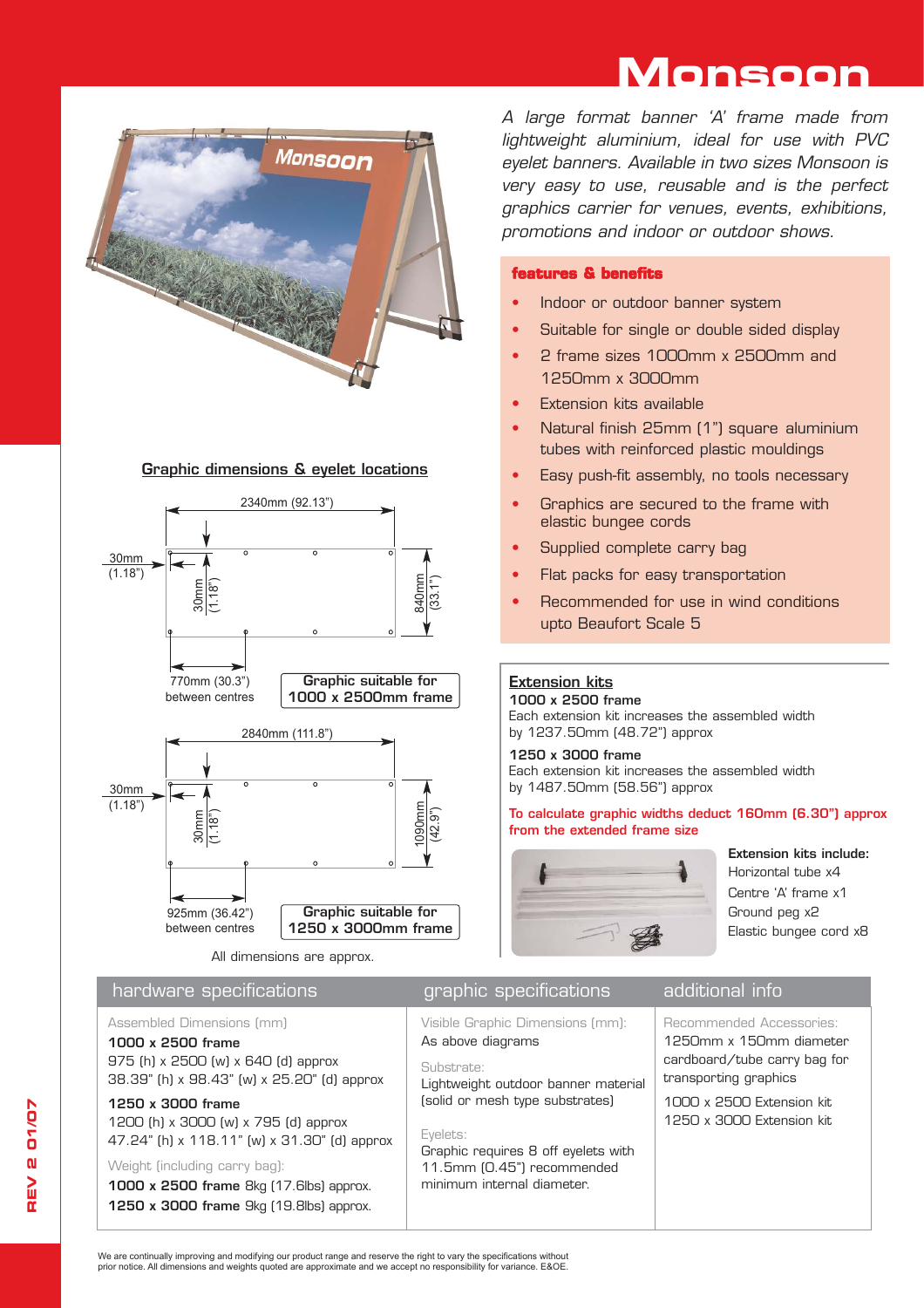# Monsoon

*A large format banner 'A' frame made from lightweight aluminium, ideal for use with PVC eyelet banners. Available in two sizes Monsoon is very easy to use, reusable and is the perfect graphics carrier for venues, events, exhibitions, promotions and indoor or outdoor shows.*

## features & benefits

- Indoor or outdoor banner system
- Suitable for single or double sided display
- 2 frame sizes 1000mm x 2500mm and 1250mm x 3000mm
- Extension kits available
- Natural finish 25mm (1") square aluminium tubes with reinforced plastic mouldings
- Easy push-fit assembly, no tools necessary
- Graphics are secured to the frame with elastic bungee cords
- Supplied complete carry bag
- Flat packs for easy transportation
- Recommended for use in wind conditions upto Beaufort Scale 5

## Graphic dimensions & eyelet locations

2340mm (92.13")
30mm (1.18")
30mm (1.18")
840mm (33.1")
770mm (30.3") between centres
**Graphic suitable for 1000 x 2500mm frame**

2840mm (111.8")
30mm (1.18")
30mm (1.18")
1090mm (42.9")
925mm (36.42") between centres
**Graphic suitable for 1250 x 3000mm frame**

All dimensions are approx.

## Extension kits

**1000 x 2500 frame**
Each extension kit increases the assembled width by 1237.50mm (48.72") approx

**1250 x 3000 frame**
Each extension kit increases the assembled width by 1487.50mm (58.56") approx

**To calculate graphic widths deduct 160mm (6.30") approx from the extended frame size**

**Extension kits include:**
Horizontal tube x4
Centre 'A' frame x1
Ground peg x2
Elastic bungee cord x8

## hardware specifications

Assembled Dimensions (mm)

**1000 x 2500 frame**
975 (h) x 2500 (w) x 640 (d) approx
38.39" (h) x 98.43" (w) x 25.20" (d) approx

**1250 x 3000 frame**
1200 (h) x 3000 (w) x 795 (d) approx
47.24" (h) x 118.11" (w) x 31.30" (d) approx

Weight (including carry bag):
**1000 x 2500 frame** 8kg (17.6lbs) approx.
**1250 x 3000 frame** 9kg (19.8lbs) approx.

## graphic specifications

Visible Graphic Dimensions (mm):
As above diagrams

Substrate:
Lightweight outdoor banner material (solid or mesh type substrates)

Eyelets:
Graphic requires 8 off eyelets with 11.5mm (0.45") recommended minimum internal diameter.

## additional info

Recommended Accessories:
1250mm x 150mm diameter cardboard/tube carry bag for transporting graphics

1000 x 2500 Extension kit
1250 x 3000 Extension kit

We are continually improving and modifying our product range and reserve the right to vary the specifications without prior notice. All dimensions and weights quoted are approximate and we accept no responsibility for variance. E&OE.

REV 2 01/07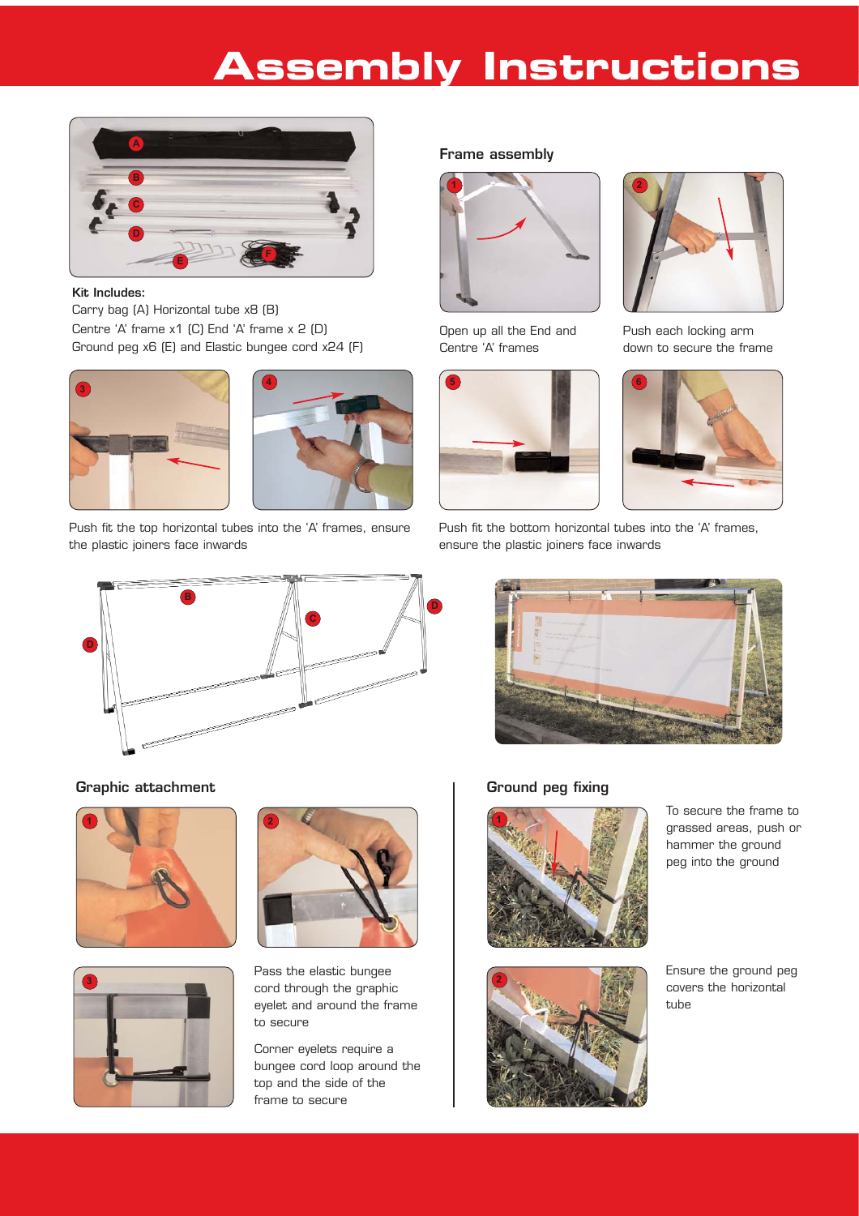# Assembly Instructions

**Kit Includes:**
Carry bag (A) Horizontal tube x8 (B)
Centre 'A' frame x1 (C) End 'A' frame x 2 (D)
Ground peg x6 (E) and Elastic bungee cord x24 (F)

## Frame assembly

1. Open up all the End and Centre 'A' frames

2. Push each locking arm down to secure the frame

3–4. Push fit the top horizontal tubes into the 'A' frames, ensure the plastic joiners face inwards

5–6. Push fit the bottom horizontal tubes into the 'A' frames, ensure the plastic joiners face inwards

## Graphic attachment

Pass the elastic bungee cord through the graphic eyelet and around the frame to secure

Corner eyelets require a bungee cord loop around the top and the side of the frame to secure

## Ground peg fixing

1. To secure the frame to grassed areas, push or hammer the ground peg into the ground

2. Ensure the ground peg covers the horizontal tube